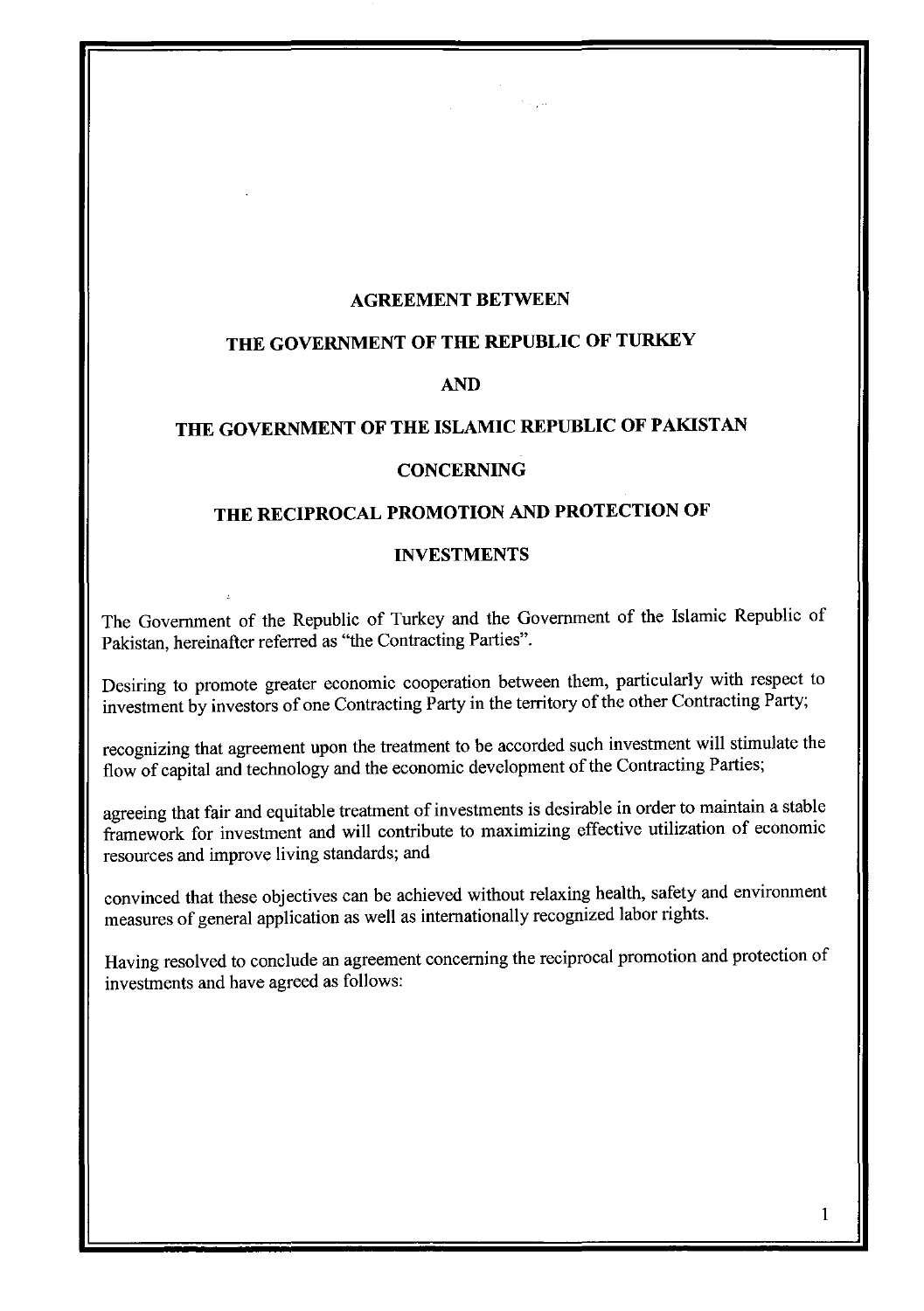# AGREEMENT BETWEEN

# THE GOVERNMENT OF THE REPUBLIC OF TURKEY

# AND

# THE GOVERNMENT OF THE ISLAMIC REPUBLIC OF PAKISTAN

# CONCERNING

# THE RECIPROCAL PROMOTION AND PROTECTION OF

# INVESTMENTS

The Government of the Republic of Turkey and the Government of the Islamic Republic of Pakistan, hereinafter referred as "the Contracting Parties".

Desiring to promote greater economic cooperation between them, particularly with respect to investment by investors of one Contracting Party in the territory of the other Contracting Party;

recognizing that agreement upon the treatment to be accorded such investment will stimulate the flow of capital and technology and the economic development of the Contracting Parties;

agreeing that fair and equitable treatment of investments is desirable in order to maintain a stable framework for investment and will contribute to maximizing effective utilization of economic resources and improve living standards; and

convinced that these objectives can be achieved without relaxing health, safety and environment measures of general application as well as internationally recognized labor rights.

Having resolved to conclude an agreement concerning the reciprocal promotion and protection of investments and have agreed as follows: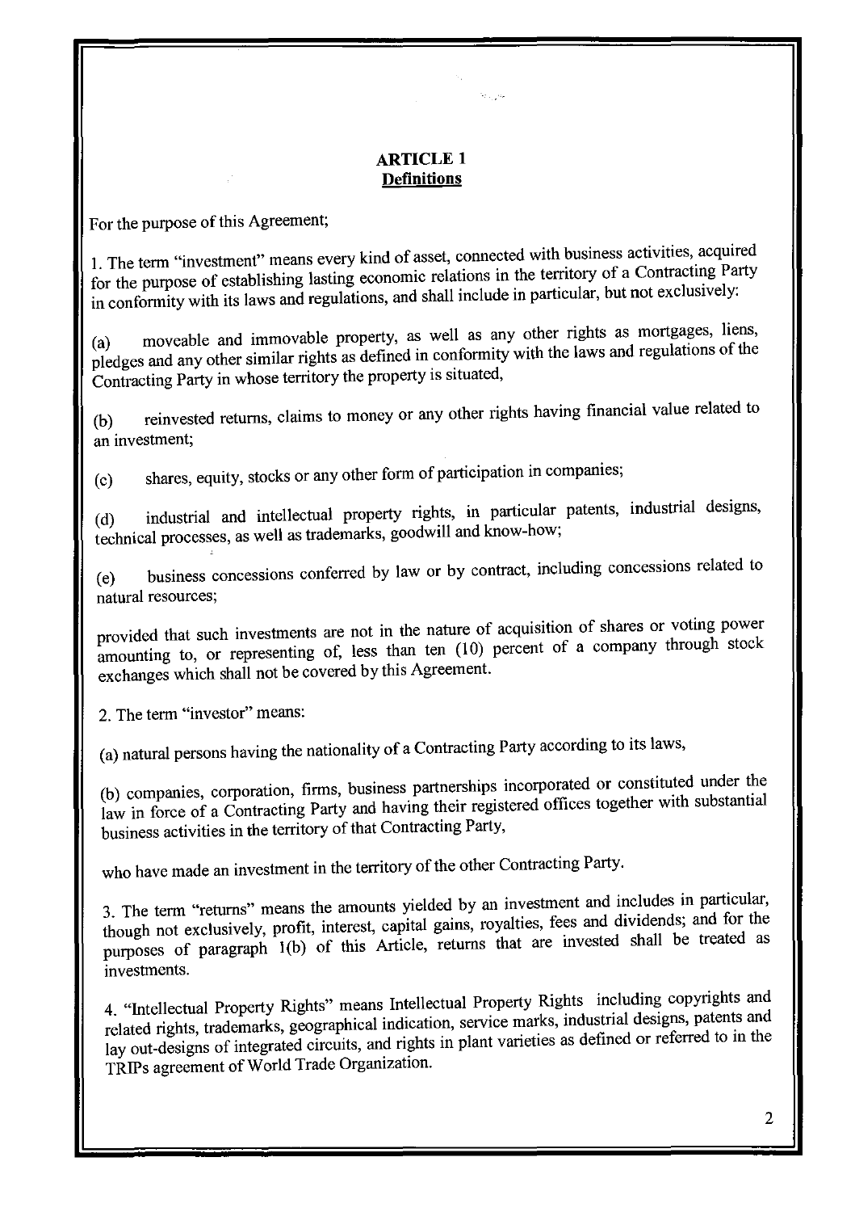**ARTICLE 1**
**Definitions**

For the purpose of this Agreement;

1. The term "investment" means every kind of asset, connected with business activities, acquired for the purpose of establishing lasting economic relations in the territory of a Contracting Party in conformity with its laws and regulations, and shall include in particular, but not exclusively:

(a) moveable and immovable property, as well as any other rights as mortgages, liens, pledges and any other similar rights as defined in conformity with the laws and regulations of the Contracting Party in whose territory the property is situated,

(b) reinvested returns, claims to money or any other rights having financial value related to an investment;

(c) shares, equity, stocks or any other form of participation in companies;

(d) industrial and intellectual property rights, in particular patents, industrial designs, technical processes, as well as trademarks, goodwill and know-how;

(e) business concessions conferred by law or by contract, including concessions related to natural resources;

provided that such investments are not in the nature of acquisition of shares or voting power amounting to, or representing of, less than ten (10) percent of a company through stock exchanges which shall not be covered by this Agreement.

2. The term "investor" means:

(a) natural persons having the nationality of a Contracting Party according to its laws,

(b) companies, corporation, firms, business partnerships incorporated or constituted under the law in force of a Contracting Party and having their registered offices together with substantial business activities in the territory of that Contracting Party,

who have made an investment in the territory of the other Contracting Party.

3. The term "returns" means the amounts yielded by an investment and includes in particular, though not exclusively, profit, interest, capital gains, royalties, fees and dividends; and for the purposes of paragraph 1(b) of this Article, returns that are invested shall be treated as investments.

4. "Intellectual Property Rights" means Intellectual Property Rights including copyrights and related rights, trademarks, geographical indication, service marks, industrial designs, patents and lay out-designs of integrated circuits, and rights in plant varieties as defined or referred to in the TRIPs agreement of World Trade Organization.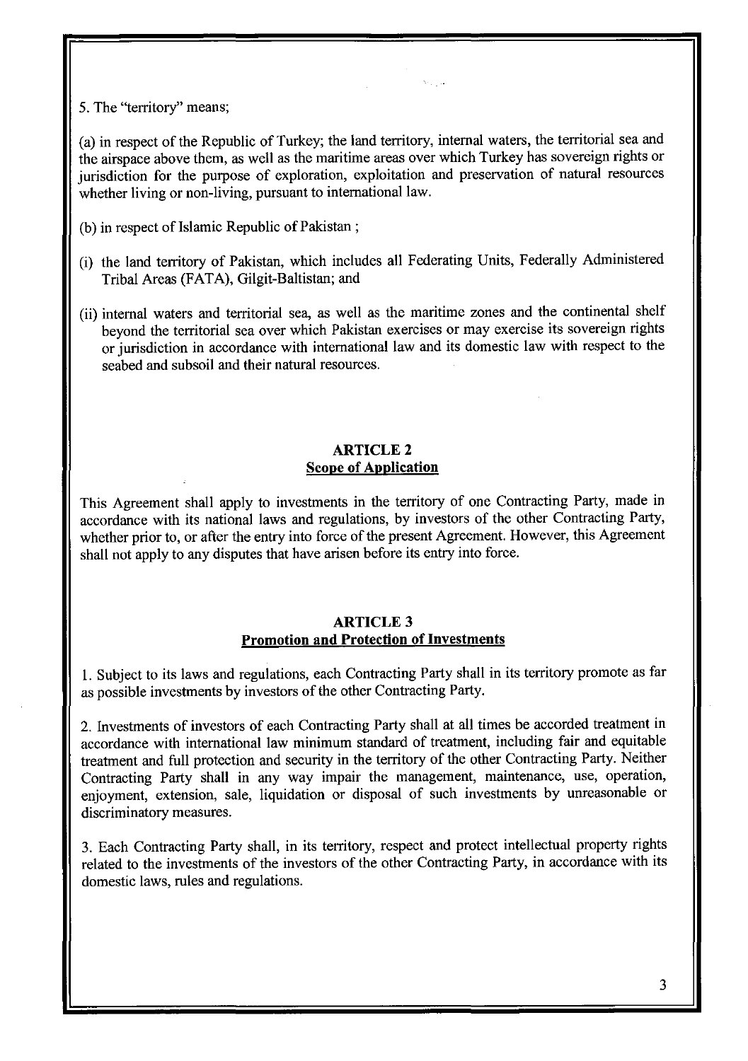5. The "territory" means;

(a) in respect of the Republic of Turkey; the land territory, internal waters, the territorial sea and the airspace above them, as well as the maritime areas over which Turkey has sovereign rights or jurisdiction for the purpose of exploration, exploitation and preservation of natural resources whether living or non-living, pursuant to international law.

(b) in respect of Islamic Republic of Pakistan ;

(i) the land territory of Pakistan, which includes all Federating Units, Federally Administered Tribal Areas (FATA), Gilgit-Baltistan; and

(ii) internal waters and territorial sea, as well as the maritime zones and the continental shelf beyond the territorial sea over which Pakistan exercises or may exercise its sovereign rights or jurisdiction in accordance with international law and its domestic law with respect to the seabed and subsoil and their natural resources.

## ARTICLE 2
## Scope of Application

This Agreement shall apply to investments in the territory of one Contracting Party, made in accordance with its national laws and regulations, by investors of the other Contracting Party, whether prior to, or after the entry into force of the present Agreement. However, this Agreement shall not apply to any disputes that have arisen before its entry into force.

## ARTICLE 3
## Promotion and Protection of Investments

1. Subject to its laws and regulations, each Contracting Party shall in its territory promote as far as possible investments by investors of the other Contracting Party.

2. Investments of investors of each Contracting Party shall at all times be accorded treatment in accordance with international law minimum standard of treatment, including fair and equitable treatment and full protection and security in the territory of the other Contracting Party. Neither Contracting Party shall in any way impair the management, maintenance, use, operation, enjoyment, extension, sale, liquidation or disposal of such investments by unreasonable or discriminatory measures.

3. Each Contracting Party shall, in its territory, respect and protect intellectual property rights related to the investments of the investors of the other Contracting Party, in accordance with its domestic laws, rules and regulations.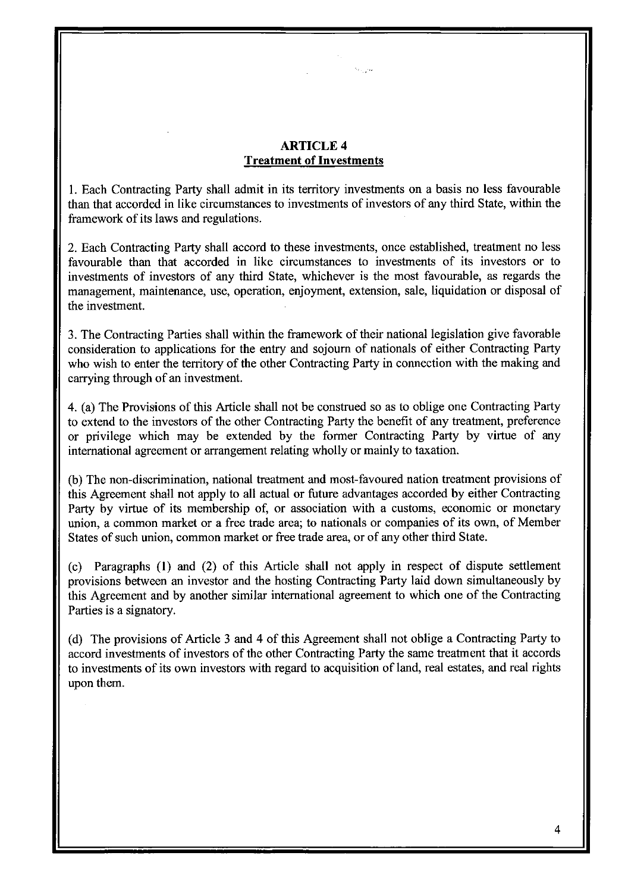## ARTICLE 4
## Treatment of Investments

1. Each Contracting Party shall admit in its territory investments on a basis no less favourable than that accorded in like circumstances to investments of investors of any third State, within the framework of its laws and regulations.

2. Each Contracting Party shall accord to these investments, once established, treatment no less favourable than that accorded in like circumstances to investments of its investors or to investments of investors of any third State, whichever is the most favourable, as regards the management, maintenance, use, operation, enjoyment, extension, sale, liquidation or disposal of the investment.

3. The Contracting Parties shall within the framework of their national legislation give favorable consideration to applications for the entry and sojourn of nationals of either Contracting Party who wish to enter the territory of the other Contracting Party in connection with the making and carrying through of an investment.

4. (a) The Provisions of this Article shall not be construed so as to oblige one Contracting Party to extend to the investors of the other Contracting Party the benefit of any treatment, preference or privilege which may be extended by the former Contracting Party by virtue of any international agreement or arrangement relating wholly or mainly to taxation.

(b) The non-discrimination, national treatment and most-favoured nation treatment provisions of this Agreement shall not apply to all actual or future advantages accorded by either Contracting Party by virtue of its membership of, or association with a customs, economic or monetary union, a common market or a free trade area; to nationals or companies of its own, of Member States of such union, common market or free trade area, or of any other third State.

(c) Paragraphs (1) and (2) of this Article shall not apply in respect of dispute settlement provisions between an investor and the hosting Contracting Party laid down simultaneously by this Agreement and by another similar international agreement to which one of the Contracting Parties is a signatory.

(d) The provisions of Article 3 and 4 of this Agreement shall not oblige a Contracting Party to accord investments of investors of the other Contracting Party the same treatment that it accords to investments of its own investors with regard to acquisition of land, real estates, and real rights upon them.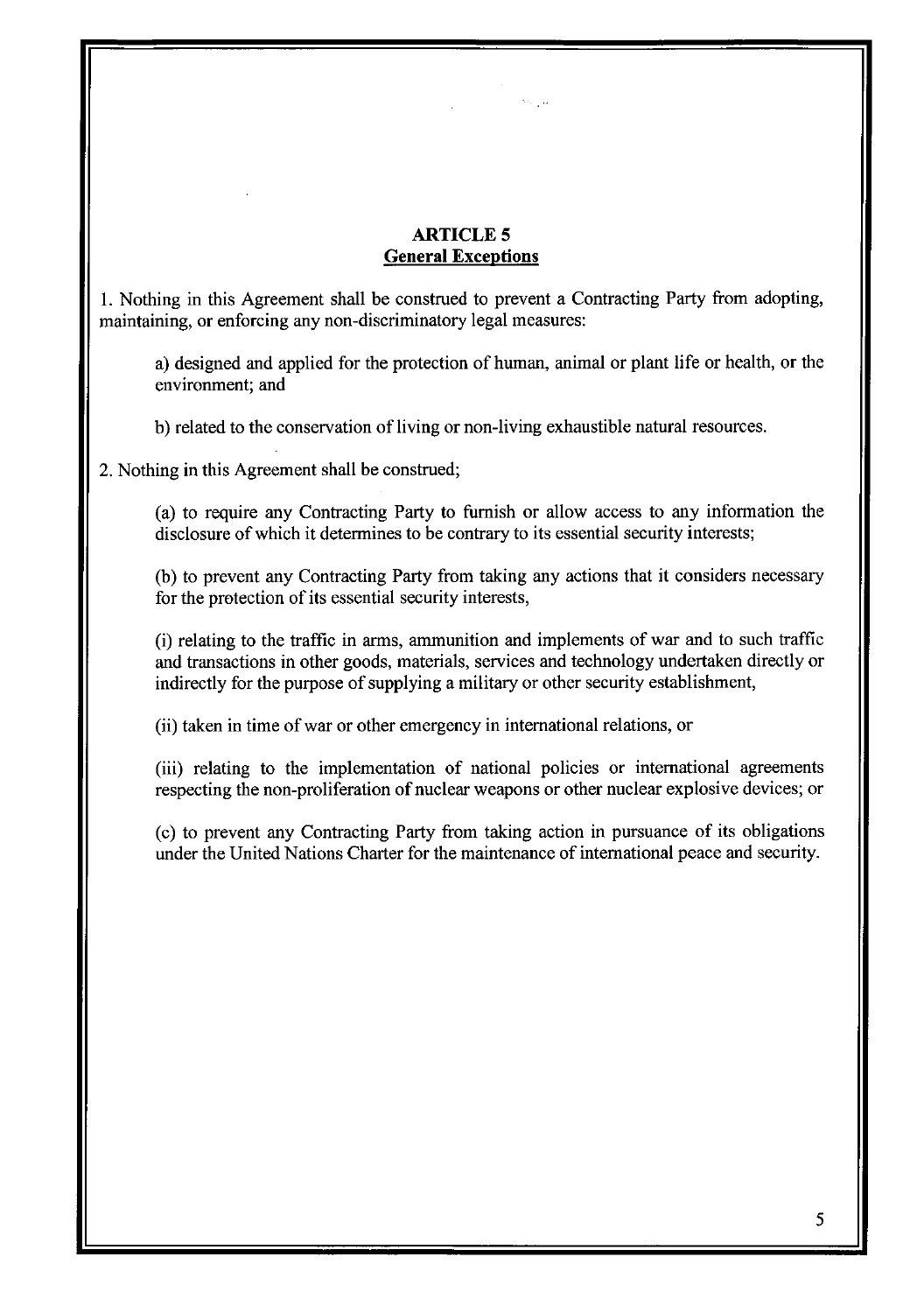## ARTICLE 5
## General Exceptions

1. Nothing in this Agreement shall be construed to prevent a Contracting Party from adopting, maintaining, or enforcing any non-discriminatory legal measures:

   a) designed and applied for the protection of human, animal or plant life or health, or the environment; and

   b) related to the conservation of living or non-living exhaustible natural resources.

2. Nothing in this Agreement shall be construed;

   (a) to require any Contracting Party to furnish or allow access to any information the disclosure of which it determines to be contrary to its essential security interests;

   (b) to prevent any Contracting Party from taking any actions that it considers necessary for the protection of its essential security interests,

   (i) relating to the traffic in arms, ammunition and implements of war and to such traffic and transactions in other goods, materials, services and technology undertaken directly or indirectly for the purpose of supplying a military or other security establishment,

   (ii) taken in time of war or other emergency in international relations, or

   (iii) relating to the implementation of national policies or international agreements respecting the non-proliferation of nuclear weapons or other nuclear explosive devices; or

   (c) to prevent any Contracting Party from taking action in pursuance of its obligations under the United Nations Charter for the maintenance of international peace and security.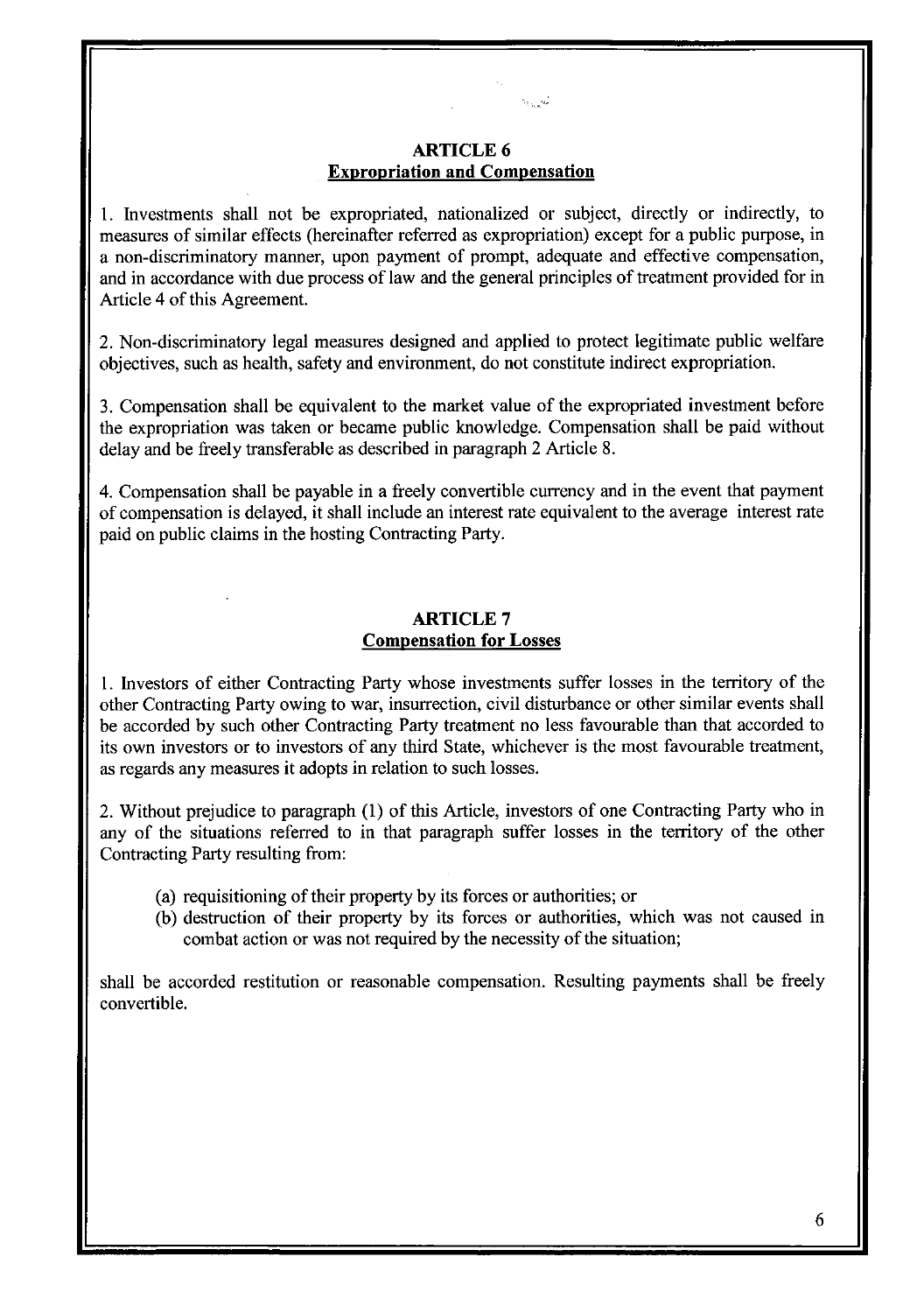## ARTICLE 6
## Expropriation and Compensation

1. Investments shall not be expropriated, nationalized or subject, directly or indirectly, to measures of similar effects (hereinafter referred as expropriation) except for a public purpose, in a non-discriminatory manner, upon payment of prompt, adequate and effective compensation, and in accordance with due process of law and the general principles of treatment provided for in Article 4 of this Agreement.

2. Non-discriminatory legal measures designed and applied to protect legitimate public welfare objectives, such as health, safety and environment, do not constitute indirect expropriation.

3. Compensation shall be equivalent to the market value of the expropriated investment before the expropriation was taken or became public knowledge. Compensation shall be paid without delay and be freely transferable as described in paragraph 2 Article 8.

4. Compensation shall be payable in a freely convertible currency and in the event that payment of compensation is delayed, it shall include an interest rate equivalent to the average interest rate paid on public claims in the hosting Contracting Party.

## ARTICLE 7
## Compensation for Losses

1. Investors of either Contracting Party whose investments suffer losses in the territory of the other Contracting Party owing to war, insurrection, civil disturbance or other similar events shall be accorded by such other Contracting Party treatment no less favourable than that accorded to its own investors or to investors of any third State, whichever is the most favourable treatment, as regards any measures it adopts in relation to such losses.

2. Without prejudice to paragraph (1) of this Article, investors of one Contracting Party who in any of the situations referred to in that paragraph suffer losses in the territory of the other Contracting Party resulting from:

(a) requisitioning of their property by its forces or authorities; or
(b) destruction of their property by its forces or authorities, which was not caused in combat action or was not required by the necessity of the situation;

shall be accorded restitution or reasonable compensation. Resulting payments shall be freely convertible.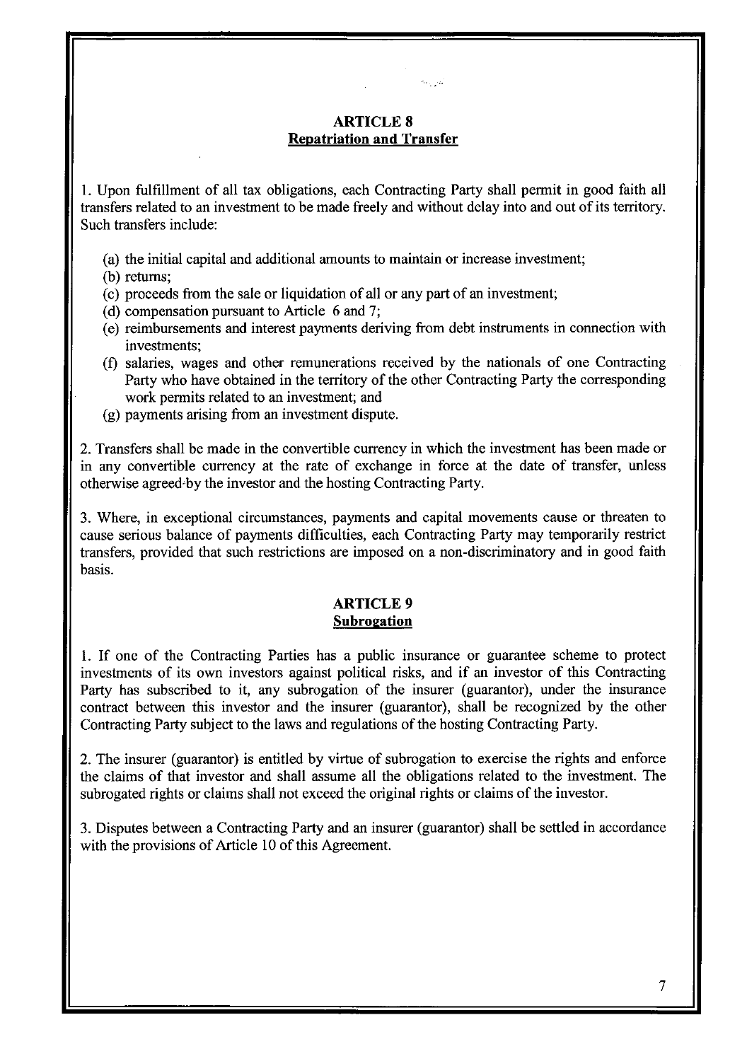## ARTICLE 8
## Repatriation and Transfer

1. Upon fulfillment of all tax obligations, each Contracting Party shall permit in good faith all transfers related to an investment to be made freely and without delay into and out of its territory. Such transfers include:

   (a) the initial capital and additional amounts to maintain or increase investment;

   (b) returns;

   (c) proceeds from the sale or liquidation of all or any part of an investment;

   (d) compensation pursuant to Article 6 and 7;

   (e) reimbursements and interest payments deriving from debt instruments in connection with investments;

   (f) salaries, wages and other remunerations received by the nationals of one Contracting Party who have obtained in the territory of the other Contracting Party the corresponding work permits related to an investment; and

   (g) payments arising from an investment dispute.

2. Transfers shall be made in the convertible currency in which the investment has been made or in any convertible currency at the rate of exchange in force at the date of transfer, unless otherwise agreed by the investor and the hosting Contracting Party.

3. Where, in exceptional circumstances, payments and capital movements cause or threaten to cause serious balance of payments difficulties, each Contracting Party may temporarily restrict transfers, provided that such restrictions are imposed on a non-discriminatory and in good faith basis.

## ARTICLE 9
## Subrogation

1. If one of the Contracting Parties has a public insurance or guarantee scheme to protect investments of its own investors against political risks, and if an investor of this Contracting Party has subscribed to it, any subrogation of the insurer (guarantor), under the insurance contract between this investor and the insurer (guarantor), shall be recognized by the other Contracting Party subject to the laws and regulations of the hosting Contracting Party.

2. The insurer (guarantor) is entitled by virtue of subrogation to exercise the rights and enforce the claims of that investor and shall assume all the obligations related to the investment. The subrogated rights or claims shall not exceed the original rights or claims of the investor.

3. Disputes between a Contracting Party and an insurer (guarantor) shall be settled in accordance with the provisions of Article 10 of this Agreement.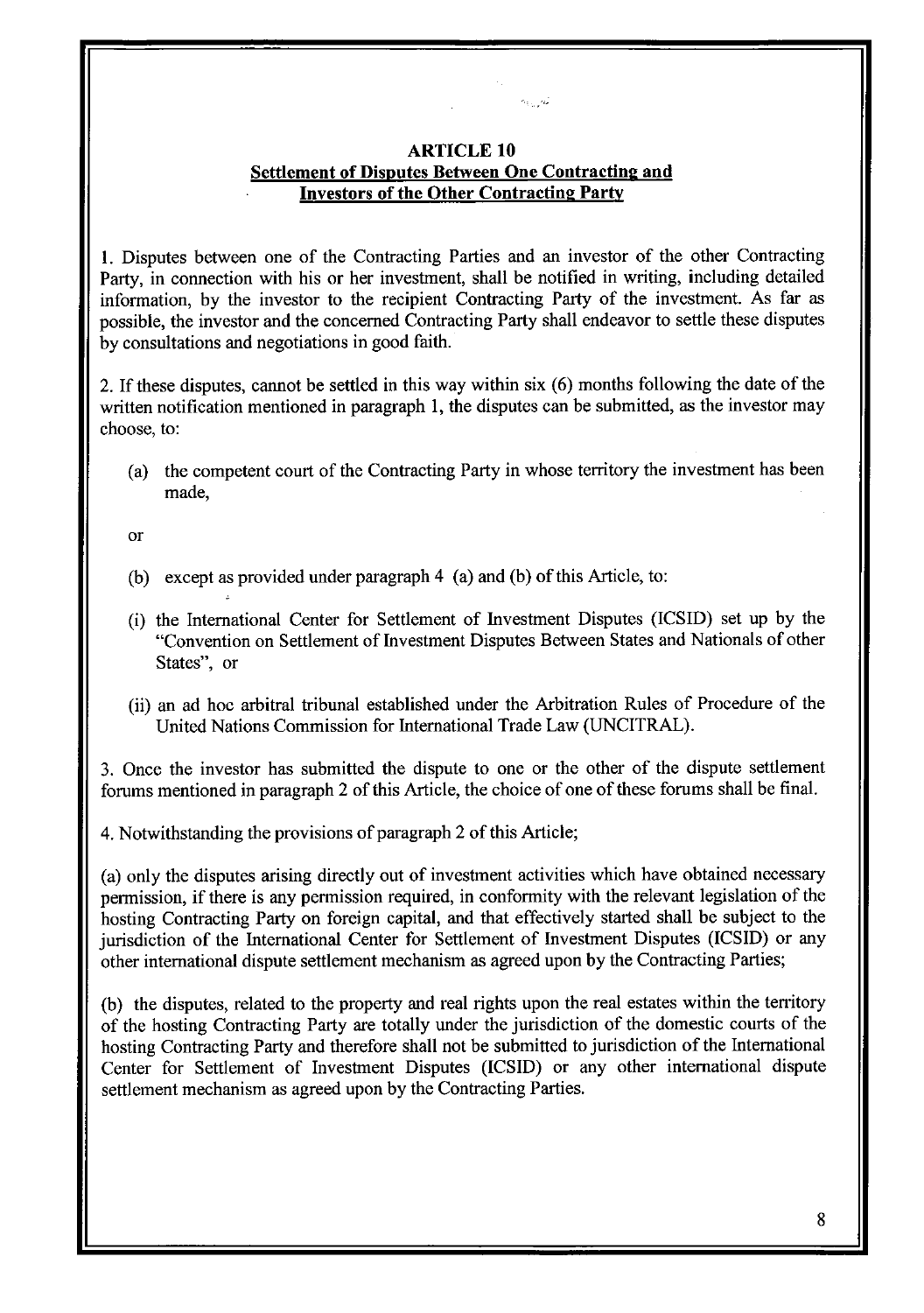## ARTICLE 10
## Settlement of Disputes Between One Contracting and Investors of the Other Contracting Party

1. Disputes between one of the Contracting Parties and an investor of the other Contracting Party, in connection with his or her investment, shall be notified in writing, including detailed information, by the investor to the recipient Contracting Party of the investment. As far as possible, the investor and the concerned Contracting Party shall endeavor to settle these disputes by consultations and negotiations in good faith.

2. If these disputes, cannot be settled in this way within six (6) months following the date of the written notification mentioned in paragraph 1, the disputes can be submitted, as the investor may choose, to:

(a) the competent court of the Contracting Party in whose territory the investment has been made,

or

(b) except as provided under paragraph 4 (a) and (b) of this Article, to:

(i) the International Center for Settlement of Investment Disputes (ICSID) set up by the "Convention on Settlement of Investment Disputes Between States and Nationals of other States", or

(ii) an ad hoc arbitral tribunal established under the Arbitration Rules of Procedure of the United Nations Commission for International Trade Law (UNCITRAL).

3. Once the investor has submitted the dispute to one or the other of the dispute settlement forums mentioned in paragraph 2 of this Article, the choice of one of these forums shall be final.

4. Notwithstanding the provisions of paragraph 2 of this Article;

(a) only the disputes arising directly out of investment activities which have obtained necessary permission, if there is any permission required, in conformity with the relevant legislation of the hosting Contracting Party on foreign capital, and that effectively started shall be subject to the jurisdiction of the International Center for Settlement of Investment Disputes (ICSID) or any other international dispute settlement mechanism as agreed upon by the Contracting Parties;

(b) the disputes, related to the property and real rights upon the real estates within the territory of the hosting Contracting Party are totally under the jurisdiction of the domestic courts of the hosting Contracting Party and therefore shall not be submitted to jurisdiction of the International Center for Settlement of Investment Disputes (ICSID) or any other international dispute settlement mechanism as agreed upon by the Contracting Parties.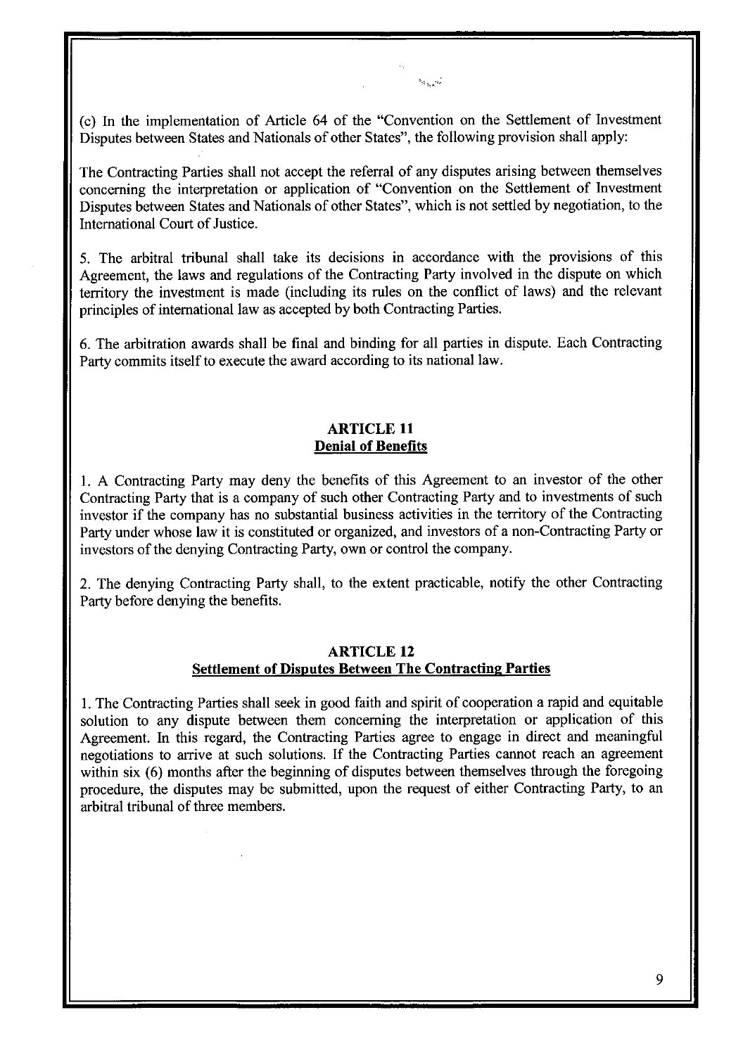(c) In the implementation of Article 64 of the "Convention on the Settlement of Investment Disputes between States and Nationals of other States", the following provision shall apply:

The Contracting Parties shall not accept the referral of any disputes arising between themselves concerning the interpretation or application of "Convention on the Settlement of Investment Disputes between States and Nationals of other States", which is not settled by negotiation, to the International Court of Justice.

5. The arbitral tribunal shall take its decisions in accordance with the provisions of this Agreement, the laws and regulations of the Contracting Party involved in the dispute on which territory the investment is made (including its rules on the conflict of laws) and the relevant principles of international law as accepted by both Contracting Parties.

6. The arbitration awards shall be final and binding for all parties in dispute. Each Contracting Party commits itself to execute the award according to its national law.

## ARTICLE 11
## Denial of Benefits

1. A Contracting Party may deny the benefits of this Agreement to an investor of the other Contracting Party that is a company of such other Contracting Party and to investments of such investor if the company has no substantial business activities in the territory of the Contracting Party under whose law it is constituted or organized, and investors of a non-Contracting Party or investors of the denying Contracting Party, own or control the company.

2. The denying Contracting Party shall, to the extent practicable, notify the other Contracting Party before denying the benefits.

## ARTICLE 12
## Settlement of Disputes Between The Contracting Parties

1. The Contracting Parties shall seek in good faith and spirit of cooperation a rapid and equitable solution to any dispute between them concerning the interpretation or application of this Agreement. In this regard, the Contracting Parties agree to engage in direct and meaningful negotiations to arrive at such solutions. If the Contracting Parties cannot reach an agreement within six (6) months after the beginning of disputes between themselves through the foregoing procedure, the disputes may be submitted, upon the request of either Contracting Party, to an arbitral tribunal of three members.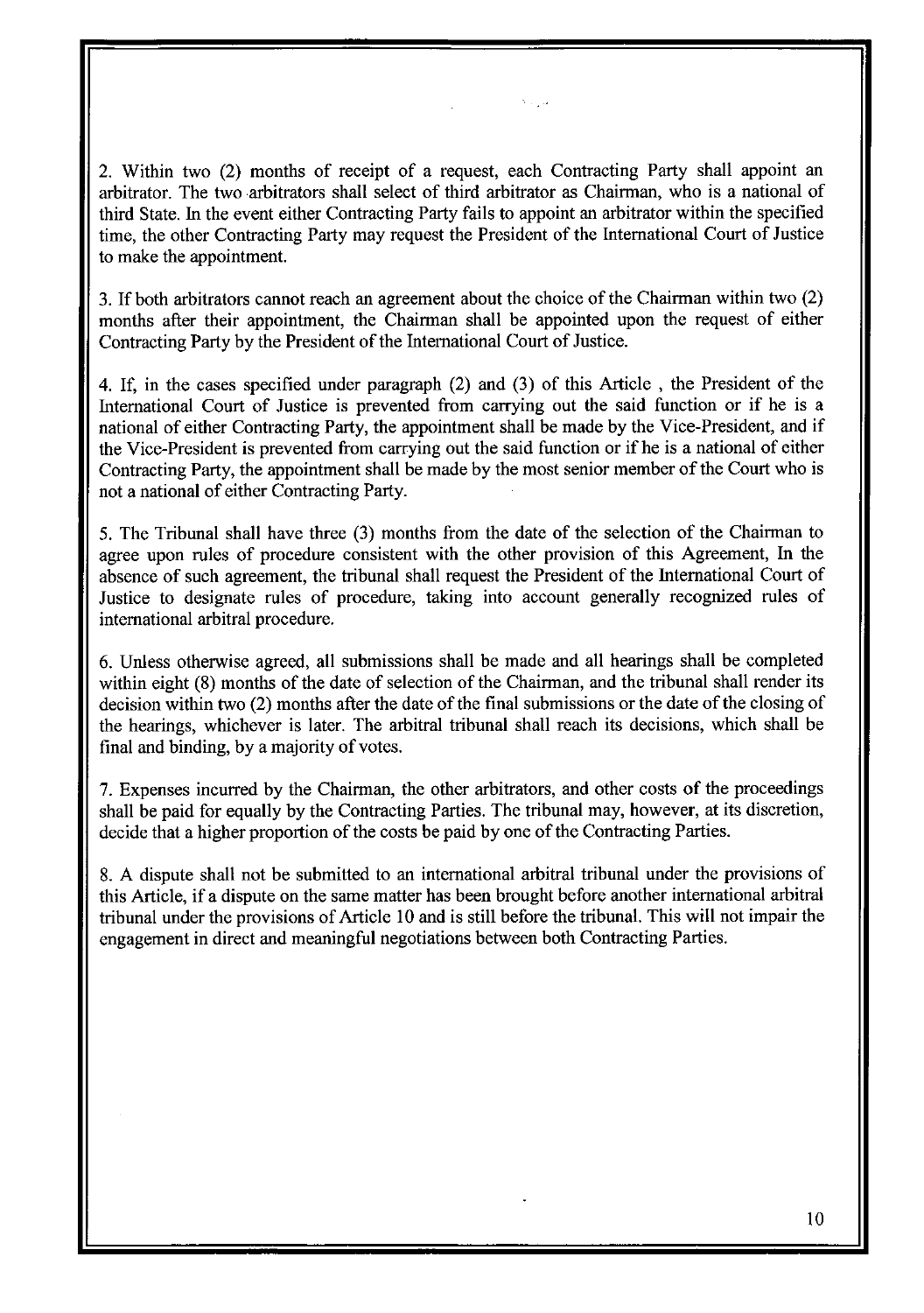2. Within two (2) months of receipt of a request, each Contracting Party shall appoint an arbitrator. The two arbitrators shall select of third arbitrator as Chairman, who is a national of third State. In the event either Contracting Party fails to appoint an arbitrator within the specified time, the other Contracting Party may request the President of the International Court of Justice to make the appointment.

3. If both arbitrators cannot reach an agreement about the choice of the Chairman within two (2) months after their appointment, the Chairman shall be appointed upon the request of either Contracting Party by the President of the International Court of Justice.

4. If, in the cases specified under paragraph (2) and (3) of this Article , the President of the International Court of Justice is prevented from carrying out the said function or if he is a national of either Contracting Party, the appointment shall be made by the Vice-President, and if the Vice-President is prevented from carrying out the said function or if he is a national of either Contracting Party, the appointment shall be made by the most senior member of the Court who is not a national of either Contracting Party.

5. The Tribunal shall have three (3) months from the date of the selection of the Chairman to agree upon rules of procedure consistent with the other provision of this Agreement, In the absence of such agreement, the tribunal shall request the President of the International Court of Justice to designate rules of procedure, taking into account generally recognized rules of international arbitral procedure.

6. Unless otherwise agreed, all submissions shall be made and all hearings shall be completed within eight (8) months of the date of selection of the Chairman, and the tribunal shall render its decision within two (2) months after the date of the final submissions or the date of the closing of the hearings, whichever is later. The arbitral tribunal shall reach its decisions, which shall be final and binding, by a majority of votes.

7. Expenses incurred by the Chairman, the other arbitrators, and other costs of the proceedings shall be paid for equally by the Contracting Parties. The tribunal may, however, at its discretion, decide that a higher proportion of the costs be paid by one of the Contracting Parties.

8. A dispute shall not be submitted to an international arbitral tribunal under the provisions of this Article, if a dispute on the same matter has been brought before another international arbitral tribunal under the provisions of Article 10 and is still before the tribunal. This will not impair the engagement in direct and meaningful negotiations between both Contracting Parties.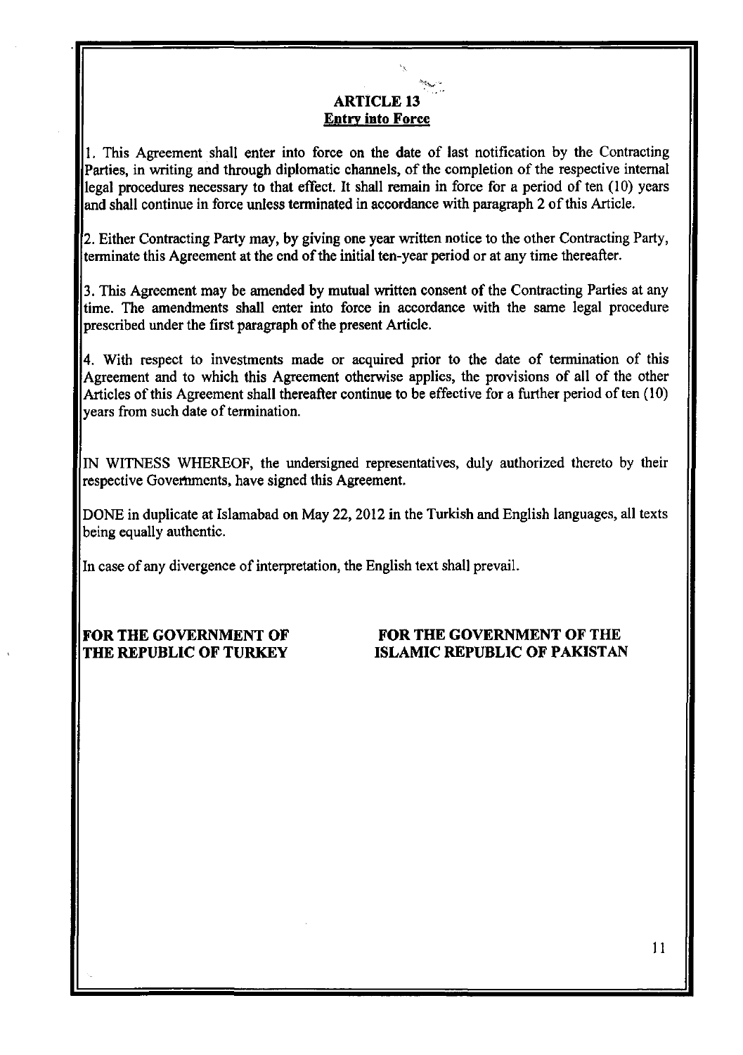## ARTICLE 13
**Entry into Force**

1. This Agreement shall enter into force on the date of last notification by the Contracting Parties, in writing and through diplomatic channels, of the completion of the respective internal legal procedures necessary to that effect. It shall remain in force for a period of ten (10) years and shall continue in force unless terminated in accordance with paragraph 2 of this Article.

2. Either Contracting Party may, by giving one year written notice to the other Contracting Party, terminate this Agreement at the end of the initial ten-year period or at any time thereafter.

3. This Agreement may be amended by mutual written consent of the Contracting Parties at any time. The amendments shall enter into force in accordance with the same legal procedure prescribed under the first paragraph of the present Article.

4. With respect to investments made or acquired prior to the date of termination of this Agreement and to which this Agreement otherwise applies, the provisions of all of the other Articles of this Agreement shall thereafter continue to be effective for a further period of ten (10) years from such date of termination.

IN WITNESS WHEREOF, the undersigned representatives, duly authorized thereto by their respective Governments, have signed this Agreement.

DONE in duplicate at Islamabad on May 22, 2012 in the Turkish and English languages, all texts being equally authentic.

In case of any divergence of interpretation, the English text shall prevail.

**FOR THE GOVERNMENT OF THE REPUBLIC OF TURKEY**

**FOR THE GOVERNMENT OF THE ISLAMIC REPUBLIC OF PAKISTAN**